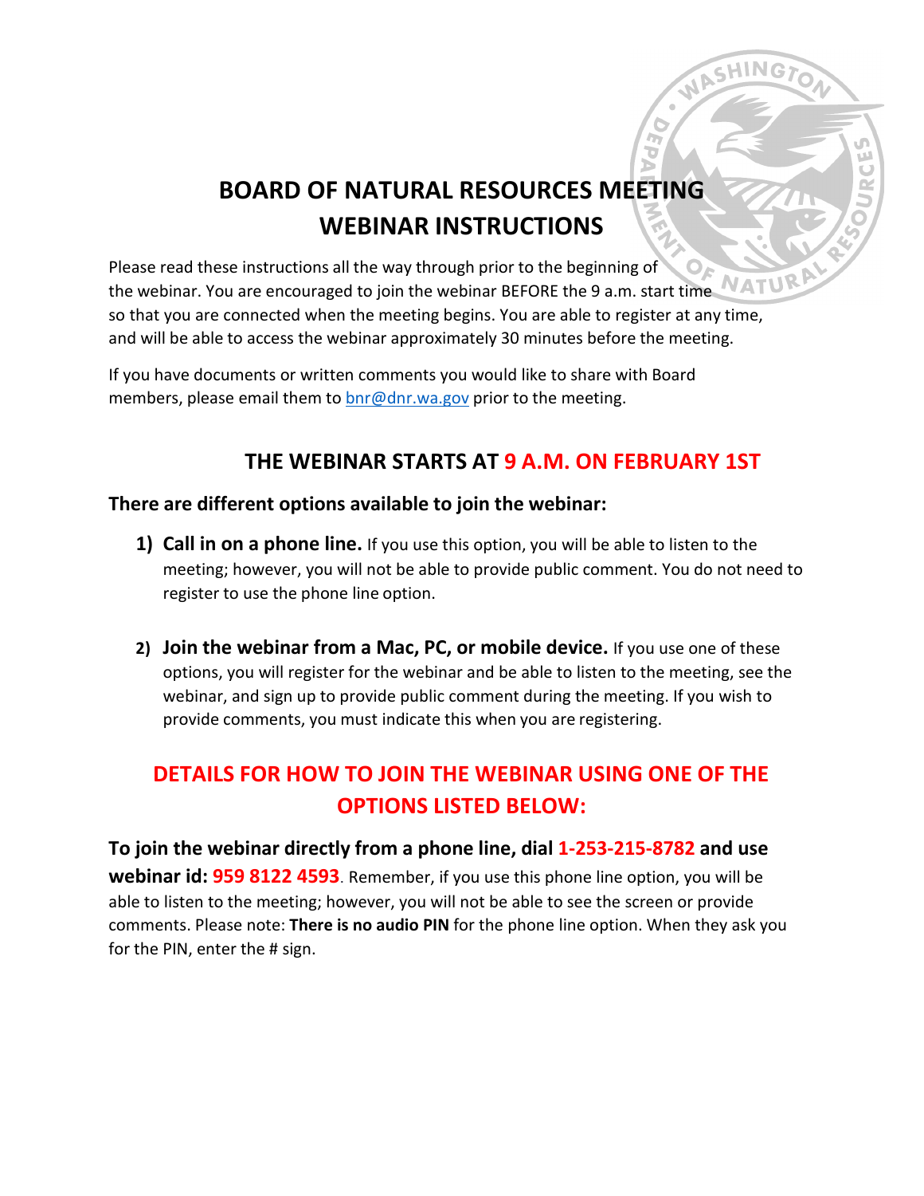# BOARD OF NATURAL RESOURCES MEETING WEBINAR INSTRUCTIONS

Please read these instructions all the way through prior to the beginning of the webinar. You are encouraged to join the webinar BEFORE the 9 a.m. start time so that you are connected when the meeting begins. You are able to register at any time, and will be able to access the webinar approximately 30 minutes before the meeting.

If you have documents or written comments you would like to share with Board members, please email them to bnr@dnr.wa.gov prior to the meeting.

## THE WEBINAR STARTS AT 9 A.M. ON FEBRUARY 1ST

### There are different options available to join the webinar:

1) **Call in on a phone line.** If you use this option, you will be able to listen to the meeting; however, you will not be able to provide public comment. You do not need to register to use the phone line option.

2) **Join the webinar from a Mac, PC, or mobile device.** If you use one of these options, you will register for the webinar and be able to listen to the meeting, see the webinar, and sign up to provide public comment during the meeting. If you wish to provide comments, you must indicate this when you are registering.

## DETAILS FOR HOW TO JOIN THE WEBINAR USING ONE OF THE OPTIONS LISTED BELOW:

**To join the webinar directly from a phone line, dial 1-253-215-8782 and use webinar id: 959 8122 4593**. Remember, if you use this phone line option, you will be able to listen to the meeting; however, you will not be able to see the screen or provide comments. Please note: **There is no audio PIN** for the phone line option. When they ask you for the PIN, enter the # sign.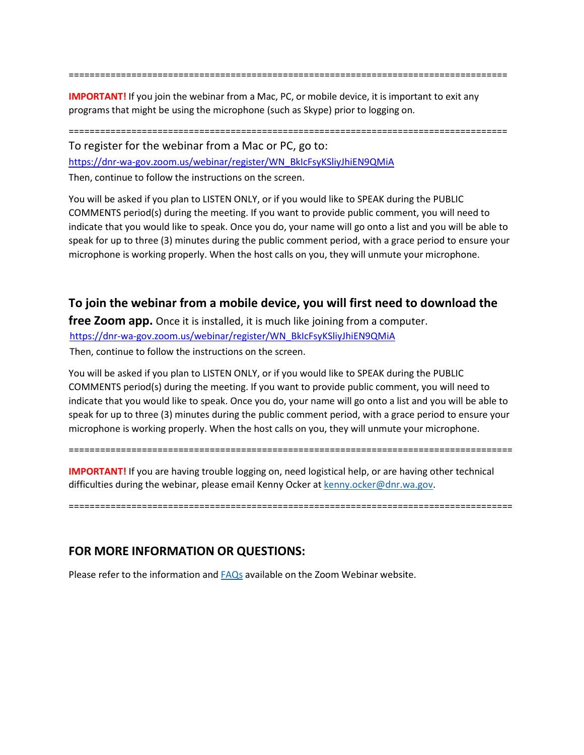===================================================================================

**IMPORTANT!** If you join the webinar from a Mac, PC, or mobile device, it is important to exit any programs that might be using the microphone (such as Skype) prior to logging on.

===================================================================================

To register for the webinar from a Mac or PC, go to:

https://dnr-wa-gov.zoom.us/webinar/register/WN_BkIcFsyKSliyJhiEN9QMiA

Then, continue to follow the instructions on the screen.

You will be asked if you plan to LISTEN ONLY, or if you would like to SPEAK during the PUBLIC COMMENTS period(s) during the meeting. If you want to provide public comment, you will need to indicate that you would like to speak. Once you do, your name will go onto a list and you will be able to speak for up to three (3) minutes during the public comment period, with a grace period to ensure your microphone is working properly. When the host calls on you, they will unmute your microphone.

**To join the webinar from a mobile device, you will first need to download the free Zoom app.** Once it is installed, it is much like joining from a computer.

https://dnr-wa-gov.zoom.us/webinar/register/WN_BkIcFsyKSliyJhiEN9QMiA

Then, continue to follow the instructions on the screen.

You will be asked if you plan to LISTEN ONLY, or if you would like to SPEAK during the PUBLIC COMMENTS period(s) during the meeting. If you want to provide public comment, you will need to indicate that you would like to speak. Once you do, your name will go onto a list and you will be able to speak for up to three (3) minutes during the public comment period, with a grace period to ensure your microphone is working properly. When the host calls on you, they will unmute your microphone.

===================================================================================

**IMPORTANT!** If you are having trouble logging on, need logistical help, or are having other technical difficulties during the webinar, please email Kenny Ocker at kenny.ocker@dnr.wa.gov.

===================================================================================

## FOR MORE INFORMATION OR QUESTIONS:

Please refer to the information and FAQs available on the Zoom Webinar website.